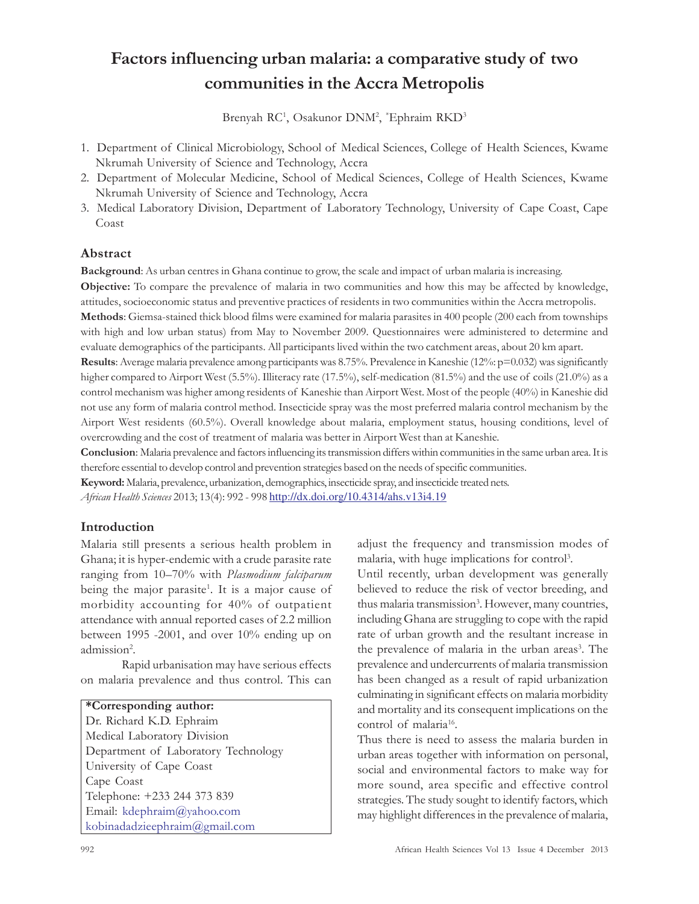# Factors influencing urban malaria: a comparative study of two communities in the Accra Metropolis

Brenyah RC[1], Osakunor DNM[2], *Ephraim RKD[3]

1. Department of Clinical Microbiology, School of Medical Sciences, College of Health Sciences, Kwame Nkrumah University of Science and Technology, Accra
2. Department of Molecular Medicine, School of Medical Sciences, College of Health Sciences, Kwame Nkrumah University of Science and Technology, Accra
3. Medical Laboratory Division, Department of Laboratory Technology, University of Cape Coast, Cape Coast

## Abstract

**Background**: As urban centres in Ghana continue to grow, the scale and impact of urban malaria is increasing.

**Objective:** To compare the prevalence of malaria in two communities and how this may be affected by knowledge, attitudes, socioeconomic status and preventive practices of residents in two communities within the Accra metropolis.

**Methods**: Giemsa-stained thick blood films were examined for malaria parasites in 400 people (200 each from townships with high and low urban status) from May to November 2009. Questionnaires were administered to determine and evaluate demographics of the participants. All participants lived within the two catchment areas, about 20 km apart.

**Results**: Average malaria prevalence among participants was 8.75%. Prevalence in Kaneshie (12%: p=0.032) was significantly higher compared to Airport West (5.5%). Illiteracy rate (17.5%), self-medication (81.5%) and the use of coils (21.0%) as a control mechanism was higher among residents of Kaneshie than Airport West. Most of the people (40%) in Kaneshie did not use any form of malaria control method. Insecticide spray was the most preferred malaria control mechanism by the Airport West residents (60.5%). Overall knowledge about malaria, employment status, housing conditions, level of overcrowding and the cost of treatment of malaria was better in Airport West than at Kaneshie.

**Conclusion**: Malaria prevalence and factors influencing its transmission differs within communities in the same urban area. It is therefore essential to develop control and prevention strategies based on the needs of specific communities.

**Keyword:** Malaria, prevalence, urbanization, demographics, insecticide spray, and insecticide treated nets.

*African Health Sciences* 2013; 13(4): 992 - 998 http://dx.doi.org/10.4314/ahs.v13i4.19

## Introduction

Malaria still presents a serious health problem in Ghana; it is hyper-endemic with a crude parasite rate ranging from 10–70% with *Plasmodium falciparum* being the major parasite[1]. It is a major cause of morbidity accounting for 40% of outpatient attendance with annual reported cases of 2.2 million between 1995 -2001, and over 10% ending up on admission[2].

Rapid urbanisation may have serious effects on malaria prevalence and thus control. This can adjust the frequency and transmission modes of malaria, with huge implications for control[3].

Until recently, urban development was generally believed to reduce the risk of vector breeding, and thus malaria transmission[3]. However, many countries, including Ghana are struggling to cope with the rapid rate of urban growth and the resultant increase in the prevalence of malaria in the urban areas[3]. The prevalence and undercurrents of malaria transmission has been changed as a result of rapid urbanization culminating in significant effects on malaria morbidity and mortality and its consequent implications on the control of malaria[16].

Thus there is need to assess the malaria burden in urban areas together with information on personal, social and environmental factors to make way for more sound, area specific and effective control strategies. The study sought to identify factors, which may highlight differences in the prevalence of malaria,

**\*Corresponding author:**
Dr. Richard K.D. Ephraim
Medical Laboratory Division
Department of Laboratory Technology
University of Cape Coast
Cape Coast
Telephone: +233 244 373 839
Email: kdephraim@yahoo.com
kobinadadzieephraim@gmail.com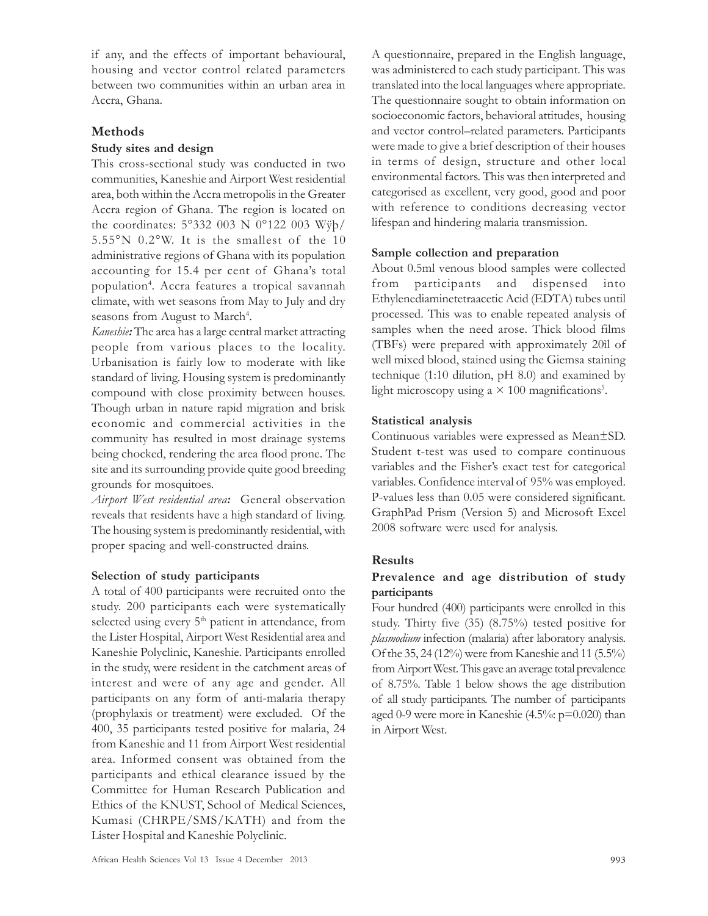if any, and the effects of important behavioural, housing and vector control related parameters between two communities within an urban area in Accra, Ghana.

## Methods

### Study sites and design

This cross-sectional study was conducted in two communities, Kaneshie and Airport West residential area, both within the Accra metropolis in the Greater Accra region of Ghana. The region is located on the coordinates: 5°332 003 N 0°122 003 Wÿþ/ 5.55°N 0.2°W. It is the smallest of the 10 administrative regions of Ghana with its population accounting for 15.4 per cent of Ghana's total population[4]. Accra features a tropical savannah climate, with wet seasons from May to July and dry seasons from August to March[4].

*Kaneshie:* The area has a large central market attracting people from various places to the locality. Urbanisation is fairly low to moderate with like standard of living. Housing system is predominantly compound with close proximity between houses. Though urban in nature rapid migration and brisk economic and commercial activities in the community has resulted in most drainage systems being chocked, rendering the area flood prone. The site and its surrounding provide quite good breeding grounds for mosquitoes.

*Airport West residential area:* General observation reveals that residents have a high standard of living. The housing system is predominantly residential, with proper spacing and well-constructed drains.

### Selection of study participants

A total of 400 participants were recruited onto the study. 200 participants each were systematically selected using every 5th patient in attendance, from the Lister Hospital, Airport West Residential area and Kaneshie Polyclinic, Kaneshie. Participants enrolled in the study, were resident in the catchment areas of interest and were of any age and gender. All participants on any form of anti-malaria therapy (prophylaxis or treatment) were excluded. Of the 400, 35 participants tested positive for malaria, 24 from Kaneshie and 11 from Airport West residential area. Informed consent was obtained from the participants and ethical clearance issued by the Committee for Human Research Publication and Ethics of the KNUST, School of Medical Sciences, Kumasi (CHRPE/SMS/KATH) and from the Lister Hospital and Kaneshie Polyclinic.

A questionnaire, prepared in the English language, was administered to each study participant. This was translated into the local languages where appropriate. The questionnaire sought to obtain information on socioeconomic factors, behavioral attitudes, housing and vector control–related parameters. Participants were made to give a brief description of their houses in terms of design, structure and other local environmental factors. This was then interpreted and categorised as excellent, very good, good and poor with reference to conditions decreasing vector lifespan and hindering malaria transmission.

### Sample collection and preparation

About 0.5ml venous blood samples were collected from participants and dispensed into Ethylenediaminetetraacetic Acid (EDTA) tubes until processed. This was to enable repeated analysis of samples when the need arose. Thick blood films (TBFs) were prepared with approximately 20ìl of well mixed blood, stained using the Giemsa staining technique (1:10 dilution, pH 8.0) and examined by light microscopy using a × 100 magnifications[5].

### Statistical analysis

Continuous variables were expressed as Mean±SD. Student t-test was used to compare continuous variables and the Fisher's exact test for categorical variables. Confidence interval of 95% was employed. P-values less than 0.05 were considered significant. GraphPad Prism (Version 5) and Microsoft Excel 2008 software were used for analysis.

## Results

### Prevalence and age distribution of study participants

Four hundred (400) participants were enrolled in this study. Thirty five (35) (8.75%) tested positive for *plasmodium* infection (malaria) after laboratory analysis. Of the 35, 24 (12%) were from Kaneshie and 11 (5.5%) from Airport West. This gave an average total prevalence of 8.75%. Table 1 below shows the age distribution of all study participants. The number of participants aged 0-9 were more in Kaneshie (4.5%: p=0.020) than in Airport West.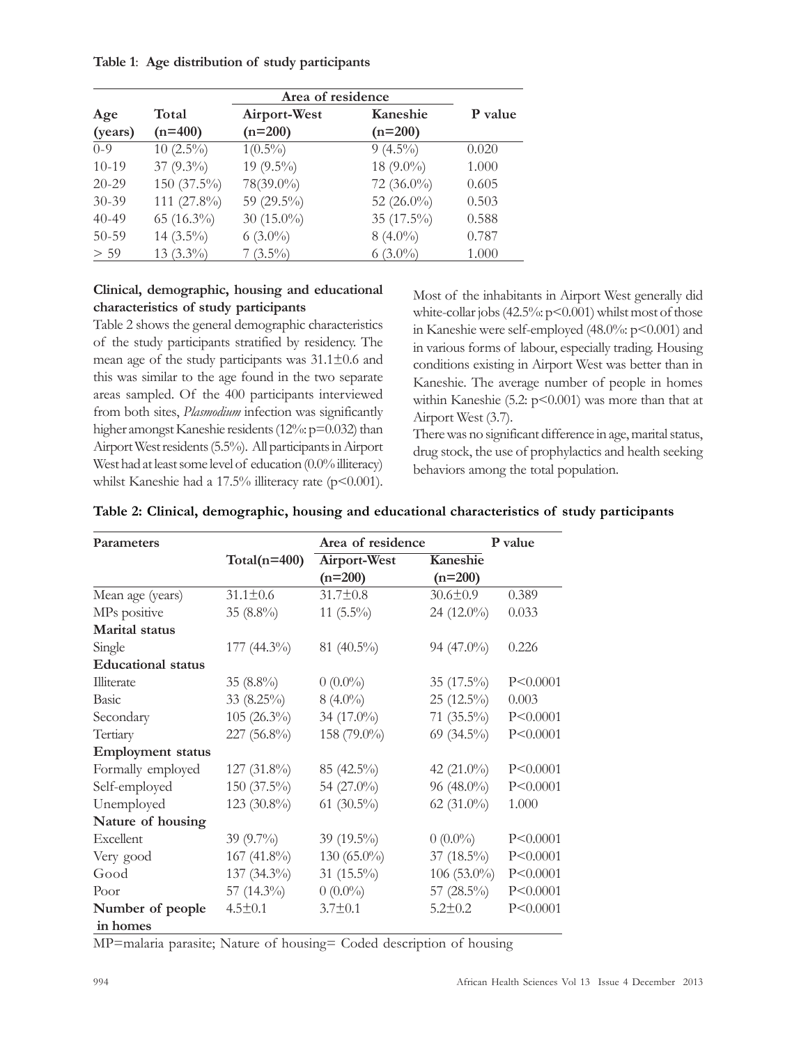**Table 1**: **Age distribution of study participants**

| Age (years) | Total (n=400) | Area of residence | | P value |
|---|---|---|---|---|
| | | Airport-West (n=200) | Kaneshie (n=200) | |
| 0-9 | 10 (2.5%) | 1(0.5%) | 9 (4.5%) | 0.020 |
| 10-19 | 37 (9.3%) | 19 (9.5%) | 18 (9.0%) | 1.000 |
| 20-29 | 150 (37.5%) | 78(39.0%) | 72 (36.0%) | 0.605 |
| 30-39 | 111 (27.8%) | 59 (29.5%) | 52 (26.0%) | 0.503 |
| 40-49 | 65 (16.3%) | 30 (15.0%) | 35 (17.5%) | 0.588 |
| 50-59 | 14 (3.5%) | 6 (3.0%) | 8 (4.0%) | 0.787 |
| > 59 | 13 (3.3%) | 7 (3.5%) | 6 (3.0%) | 1.000 |

**Clinical, demographic, housing and educational characteristics of study participants**

Table 2 shows the general demographic characteristics of the study participants stratified by residency. The mean age of the study participants was 31.1±0.6 and this was similar to the age found in the two separate areas sampled. Of the 400 participants interviewed from both sites, *Plasmodium* infection was significantly higher amongst Kaneshie residents (12%: p=0.032) than Airport West residents (5.5%). All participants in Airport West had at least some level of education (0.0% illiteracy) whilst Kaneshie had a 17.5% illiteracy rate (p<0.001).

Most of the inhabitants in Airport West generally did white-collar jobs (42.5%: p<0.001) whilst most of those in Kaneshie were self-employed (48.0%: p<0.001) and in various forms of labour, especially trading. Housing conditions existing in Airport West was better than in Kaneshie. The average number of people in homes within Kaneshie (5.2: p<0.001) was more than that at Airport West (3.7).

There was no significant difference in age, marital status, drug stock, the use of prophylactics and health seeking behaviors among the total population.

**Table 2: Clinical, demographic, housing and educational characteristics of study participants**

| Parameters | Total(n=400) | Area of residence | | P value |
|---|---|---|---|---|
| | | Airport-West (n=200) | Kaneshie (n=200) | |
| Mean age (years) | 31.1±0.6 | 31.7±0.8 | 30.6±0.9 | 0.389 |
| MPs positive | 35 (8.8%) | 11 (5.5%) | 24 (12.0%) | 0.033 |
| **Marital status** | | | | |
| Single | 177 (44.3%) | 81 (40.5%) | 94 (47.0%) | 0.226 |
| **Educational status** | | | | |
| Illiterate | 35 (8.8%) | 0 (0.0%) | 35 (17.5%) | P<0.0001 |
| Basic | 33 (8.25%) | 8 (4.0%) | 25 (12.5%) | 0.003 |
| Secondary | 105 (26.3%) | 34 (17.0%) | 71 (35.5%) | P<0.0001 |
| Tertiary | 227 (56.8%) | 158 (79.0%) | 69 (34.5%) | P<0.0001 |
| **Employment status** | | | | |
| Formally employed | 127 (31.8%) | 85 (42.5%) | 42 (21.0%) | P<0.0001 |
| Self-employed | 150 (37.5%) | 54 (27.0%) | 96 (48.0%) | P<0.0001 |
| Unemployed | 123 (30.8%) | 61 (30.5%) | 62 (31.0%) | 1.000 |
| **Nature of housing** | | | | |
| Excellent | 39 (9.7%) | 39 (19.5%) | 0 (0.0%) | P<0.0001 |
| Very good | 167 (41.8%) | 130 (65.0%) | 37 (18.5%) | P<0.0001 |
| Good | 137 (34.3%) | 31 (15.5%) | 106 (53.0%) | P<0.0001 |
| Poor | 57 (14.3%) | 0 (0.0%) | 57 (28.5%) | P<0.0001 |
| **Number of people in homes** | 4.5±0.1 | 3.7±0.1 | 5.2±0.2 | P<0.0001 |

MP=malaria parasite; Nature of housing= Coded description of housing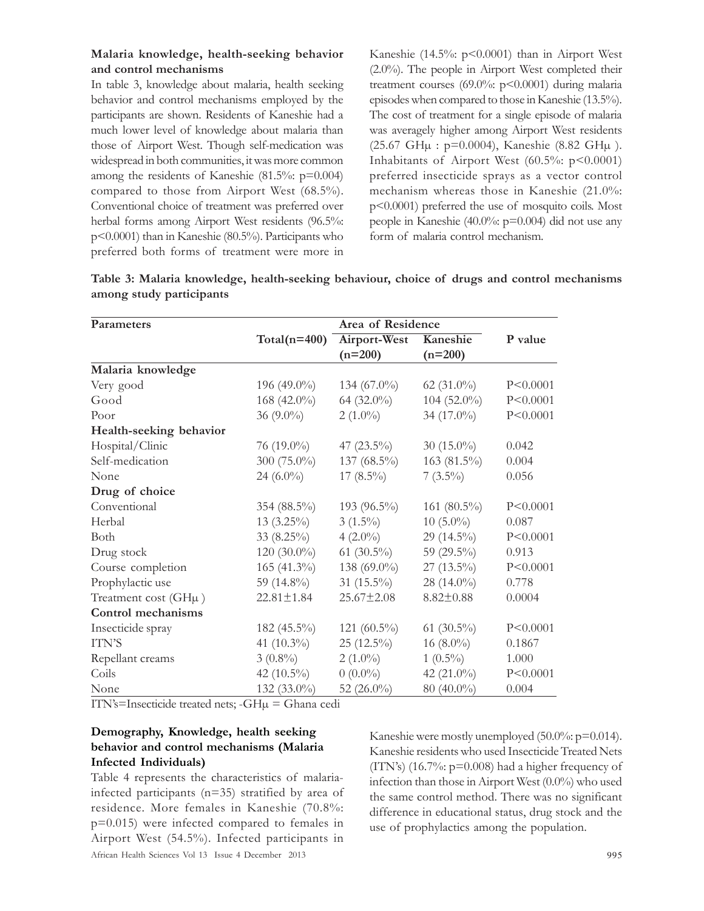### Malaria knowledge, health-seeking behavior and control mechanisms

In table 3, knowledge about malaria, health seeking behavior and control mechanisms employed by the participants are shown. Residents of Kaneshie had a much lower level of knowledge about malaria than those of Airport West. Though self-medication was widespread in both communities, it was more common among the residents of Kaneshie (81.5%: p=0.004) compared to those from Airport West (68.5%). Conventional choice of treatment was preferred over herbal forms among Airport West residents (96.5%: p<0.0001) than in Kaneshie (80.5%). Participants who preferred both forms of treatment were more in Kaneshie (14.5%: p<0.0001) than in Airport West (2.0%). The people in Airport West completed their treatment courses (69.0%: p<0.0001) during malaria episodes when compared to those in Kaneshie (13.5%). The cost of treatment for a single episode of malaria was averagely higher among Airport West residents (25.67 GHμ : p=0.0004), Kaneshie (8.82 GHμ ). Inhabitants of Airport West (60.5%: p<0.0001) preferred insecticide sprays as a vector control mechanism whereas those in Kaneshie (21.0%: p<0.0001) preferred the use of mosquito coils. Most people in Kaneshie (40.0%: p=0.004) did not use any form of malaria control mechanism.

**Table 3: Malaria knowledge, health-seeking behaviour, choice of drugs and control mechanisms among study participants**

| Parameters | Total(n=400) | Area of Residence | | P value |
|---|---|---|---|---|
| | | Airport-West (n=200) | Kaneshie (n=200) | |
| **Malaria knowledge** | | | | |
| Very good | 196 (49.0%) | 134 (67.0%) | 62 (31.0%) | P<0.0001 |
| Good | 168 (42.0%) | 64 (32.0%) | 104 (52.0%) | P<0.0001 |
| Poor | 36 (9.0%) | 2 (1.0%) | 34 (17.0%) | P<0.0001 |
| **Health-seeking behavior** | | | | |
| Hospital/Clinic | 76 (19.0%) | 47 (23.5%) | 30 (15.0%) | 0.042 |
| Self-medication | 300 (75.0%) | 137 (68.5%) | 163 (81.5%) | 0.004 |
| None | 24 (6.0%) | 17 (8.5%) | 7 (3.5%) | 0.056 |
| **Drug of choice** | | | | |
| Conventional | 354 (88.5%) | 193 (96.5%) | 161 (80.5%) | P<0.0001 |
| Herbal | 13 (3.25%) | 3 (1.5%) | 10 (5.0%) | 0.087 |
| Both | 33 (8.25%) | 4 (2.0%) | 29 (14.5%) | P<0.0001 |
| Drug stock | 120 (30.0%) | 61 (30.5%) | 59 (29.5%) | 0.913 |
| Course completion | 165 (41.3%) | 138 (69.0%) | 27 (13.5%) | P<0.0001 |
| Prophylactic use | 59 (14.8%) | 31 (15.5%) | 28 (14.0%) | 0.778 |
| Treatment cost (GHμ ) | 22.81±1.84 | 25.67±2.08 | 8.82±0.88 | 0.0004 |
| **Control mechanisms** | | | | |
| Insecticide spray | 182 (45.5%) | 121 (60.5%) | 61 (30.5%) | P<0.0001 |
| ITN'S | 41 (10.3%) | 25 (12.5%) | 16 (8.0%) | 0.1867 |
| Repellant creams | 3 (0.8%) | 2 (1.0%) | 1 (0.5%) | 1.000 |
| Coils | 42 (10.5%) | 0 (0.0%) | 42 (21.0%) | P<0.0001 |
| None | 132 (33.0%) | 52 (26.0%) | 80 (40.0%) | 0.004 |

ITN's=Insecticide treated nets; -GHμ = Ghana cedi

### Demography, Knowledge, health seeking behavior and control mechanisms (Malaria Infected Individuals)

Table 4 represents the characteristics of malaria-infected participants (n=35) stratified by area of residence. More females in Kaneshie (70.8%: p=0.015) were infected compared to females in Airport West (54.5%). Infected participants in Kaneshie were mostly unemployed (50.0%: p=0.014). Kaneshie residents who used Insecticide Treated Nets (ITN's) (16.7%: p=0.008) had a higher frequency of infection than those in Airport West (0.0%) who used the same control method. There was no significant difference in educational status, drug stock and the use of prophylactics among the population.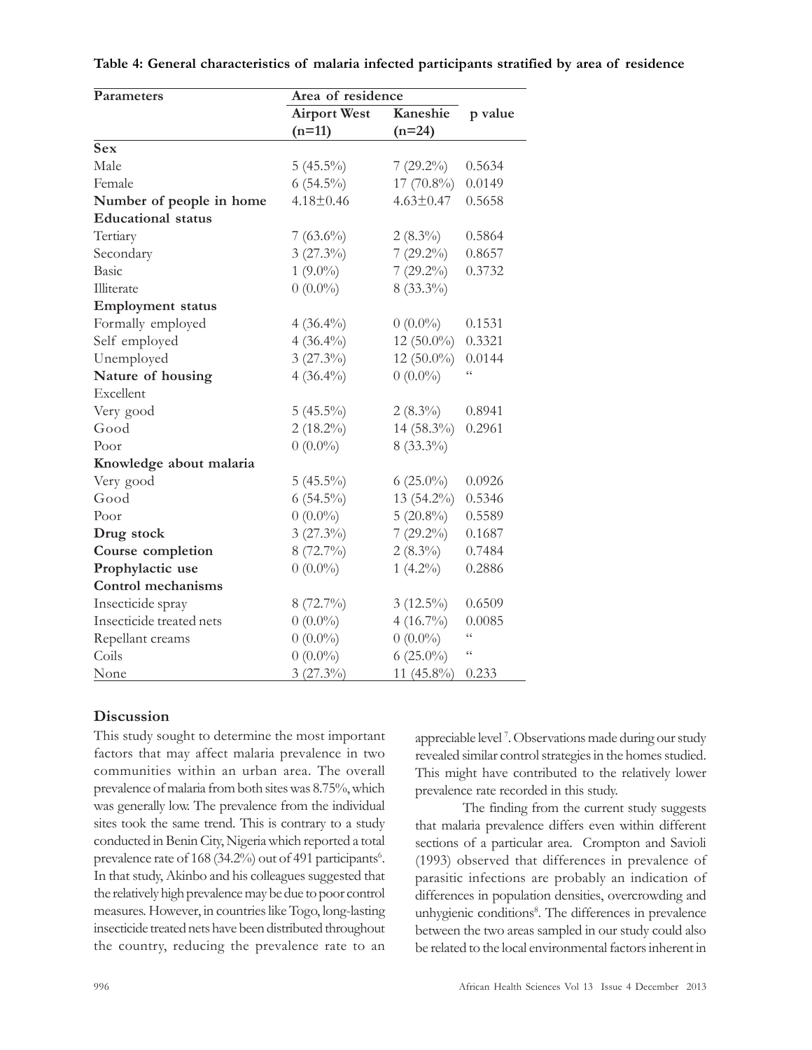**Table 4: General characteristics of malaria infected participants stratified by area of residence**

| Parameters | Area of residence | | |
|---|---|---|---|
| | Airport West (n=11) | Kaneshie (n=24) | p value |
| **Sex** | | | |
| Male | 5 (45.5%) | 7 (29.2%) | 0.5634 |
| Female | 6 (54.5%) | 17 (70.8%) | 0.0149 |
| **Number of people in home** | 4.18±0.46 | 4.63±0.47 | 0.5658 |
| **Educational status** | | | |
| Tertiary | 7 (63.6%) | 2 (8.3%) | 0.5864 |
| Secondary | 3 (27.3%) | 7 (29.2%) | 0.8657 |
| Basic | 1 (9.0%) | 7 (29.2%) | 0.3732 |
| Illiterate | 0 (0.0%) | 8 (33.3%) | |
| **Employment status** | | | |
| Formally employed | 4 (36.4%) | 0 (0.0%) | 0.1531 |
| Self employed | 4 (36.4%) | 12 (50.0%) | 0.3321 |
| Unemployed | 3 (27.3%) | 12 (50.0%) | 0.0144 |
| **Nature of housing** | 4 (36.4%) | 0 (0.0%) | " |
| Excellent | | | |
| Very good | 5 (45.5%) | 2 (8.3%) | 0.8941 |
| Good | 2 (18.2%) | 14 (58.3%) | 0.2961 |
| Poor | 0 (0.0%) | 8 (33.3%) | |
| **Knowledge about malaria** | | | |
| Very good | 5 (45.5%) | 6 (25.0%) | 0.0926 |
| Good | 6 (54.5%) | 13 (54.2%) | 0.5346 |
| Poor | 0 (0.0%) | 5 (20.8%) | 0.5589 |
| **Drug stock** | 3 (27.3%) | 7 (29.2%) | 0.1687 |
| **Course completion** | 8 (72.7%) | 2 (8.3%) | 0.7484 |
| **Prophylactic use** | 0 (0.0%) | 1 (4.2%) | 0.2886 |
| **Control mechanisms** | | | |
| Insecticide spray | 8 (72.7%) | 3 (12.5%) | 0.6509 |
| Insecticide treated nets | 0 (0.0%) | 4 (16.7%) | 0.0085 |
| Repellant creams | 0 (0.0%) | 0 (0.0%) | " |
| Coils | 0 (0.0%) | 6 (25.0%) | " |
| None | 3 (27.3%) | 11 (45.8%) | 0.233 |

## Discussion

This study sought to determine the most important factors that may affect malaria prevalence in two communities within an urban area. The overall prevalence of malaria from both sites was 8.75%, which was generally low. The prevalence from the individual sites took the same trend. This is contrary to a study conducted in Benin City, Nigeria which reported a total prevalence rate of 168 (34.2%) out of 491 participants[6]. In that study, Akinbo and his colleagues suggested that the relatively high prevalence may be due to poor control measures. However, in countries like Togo, long-lasting insecticide treated nets have been distributed throughout the country, reducing the prevalence rate to an appreciable level[7]. Observations made during our study revealed similar control strategies in the homes studied. This might have contributed to the relatively lower prevalence rate recorded in this study.

The finding from the current study suggests that malaria prevalence differs even within different sections of a particular area. Crompton and Savioli (1993) observed that differences in prevalence of parasitic infections are probably an indication of differences in population densities, overcrowding and unhygienic conditions[8]. The differences in prevalence between the two areas sampled in our study could also be related to the local environmental factors inherent in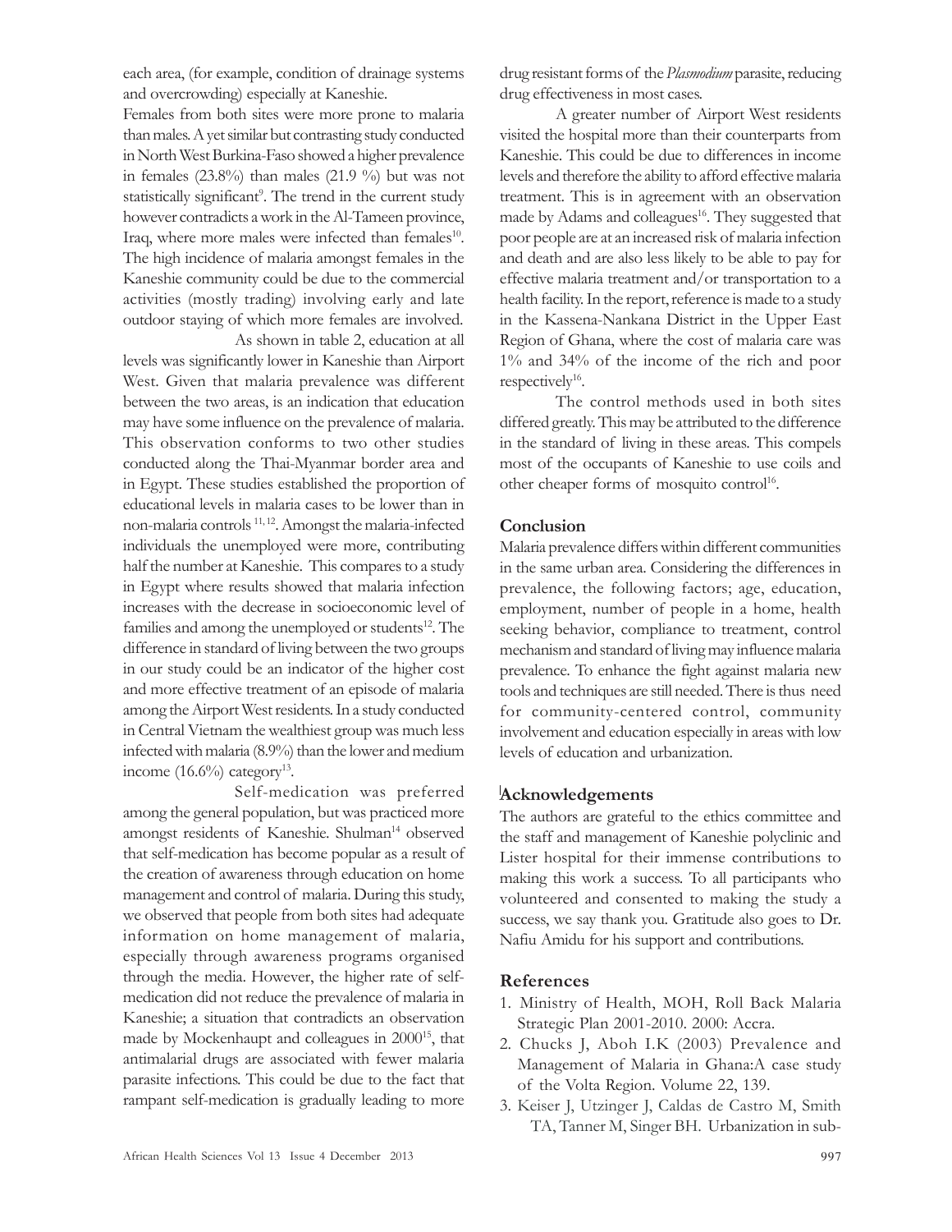each area, (for example, condition of drainage systems and overcrowding) especially at Kaneshie.

Females from both sites were more prone to malaria than males. A yet similar but contrasting study conducted in North West Burkina-Faso showed a higher prevalence in females (23.8%) than males (21.9 %) but was not statistically significant[9]. The trend in the current study however contradicts a work in the Al-Tameen province, Iraq, where more males were infected than females[10]. The high incidence of malaria amongst females in the Kaneshie community could be due to the commercial activities (mostly trading) involving early and late outdoor staying of which more females are involved.

As shown in table 2, education at all levels was significantly lower in Kaneshie than Airport West. Given that malaria prevalence was different between the two areas, is an indication that education may have some influence on the prevalence of malaria. This observation conforms to two other studies conducted along the Thai-Myanmar border area and in Egypt. These studies established the proportion of educational levels in malaria cases to be lower than in non-malaria controls [11, 12]. Amongst the malaria-infected individuals the unemployed were more, contributing half the number at Kaneshie. This compares to a study in Egypt where results showed that malaria infection increases with the decrease in socioeconomic level of families and among the unemployed or students[12]. The difference in standard of living between the two groups in our study could be an indicator of the higher cost and more effective treatment of an episode of malaria among the Airport West residents. In a study conducted in Central Vietnam the wealthiest group was much less infected with malaria (8.9%) than the lower and medium income (16.6%) category[13].

Self-medication was preferred among the general population, but was practiced more amongst residents of Kaneshie. Shulman[14] observed that self-medication has become popular as a result of the creation of awareness through education on home management and control of malaria. During this study, we observed that people from both sites had adequate information on home management of malaria, especially through awareness programs organised through the media. However, the higher rate of self-medication did not reduce the prevalence of malaria in Kaneshie; a situation that contradicts an observation made by Mockenhaupt and colleagues in 2000[15], that antimalarial drugs are associated with fewer malaria parasite infections. This could be due to the fact that rampant self-medication is gradually leading to more drug resistant forms of the *Plasmodium* parasite, reducing drug effectiveness in most cases.

A greater number of Airport West residents visited the hospital more than their counterparts from Kaneshie. This could be due to differences in income levels and therefore the ability to afford effective malaria treatment. This is in agreement with an observation made by Adams and colleagues[16]. They suggested that poor people are at an increased risk of malaria infection and death and are also less likely to be able to pay for effective malaria treatment and/or transportation to a health facility. In the report, reference is made to a study in the Kassena-Nankana District in the Upper East Region of Ghana, where the cost of malaria care was 1% and 34% of the income of the rich and poor respectively[16].

The control methods used in both sites differed greatly. This may be attributed to the difference in the standard of living in these areas. This compels most of the occupants of Kaneshie to use coils and other cheaper forms of mosquito control[16].

## Conclusion

Malaria prevalence differs within different communities in the same urban area. Considering the differences in prevalence, the following factors; age, education, employment, number of people in a home, health seeking behavior, compliance to treatment, control mechanism and standard of living may influence malaria prevalence. To enhance the fight against malaria new tools and techniques are still needed. There is thus need for community-centered control, community involvement and education especially in areas with low levels of education and urbanization.

## Acknowledgements

The authors are grateful to the ethics committee and the staff and management of Kaneshie polyclinic and Lister hospital for their immense contributions to making this work a success. To all participants who volunteered and consented to making the study a success, we say thank you. Gratitude also goes to Dr. Nafiu Amidu for his support and contributions.

## References

1. Ministry of Health, MOH, Roll Back Malaria Strategic Plan 2001-2010. 2000: Accra.
2. Chucks J, Aboh I.K (2003) Prevalence and Management of Malaria in Ghana:A case study of the Volta Region. Volume 22, 139.
3. Keiser J, Utzinger J, Caldas de Castro M, Smith TA, Tanner M, Singer BH. Urbanization in sub-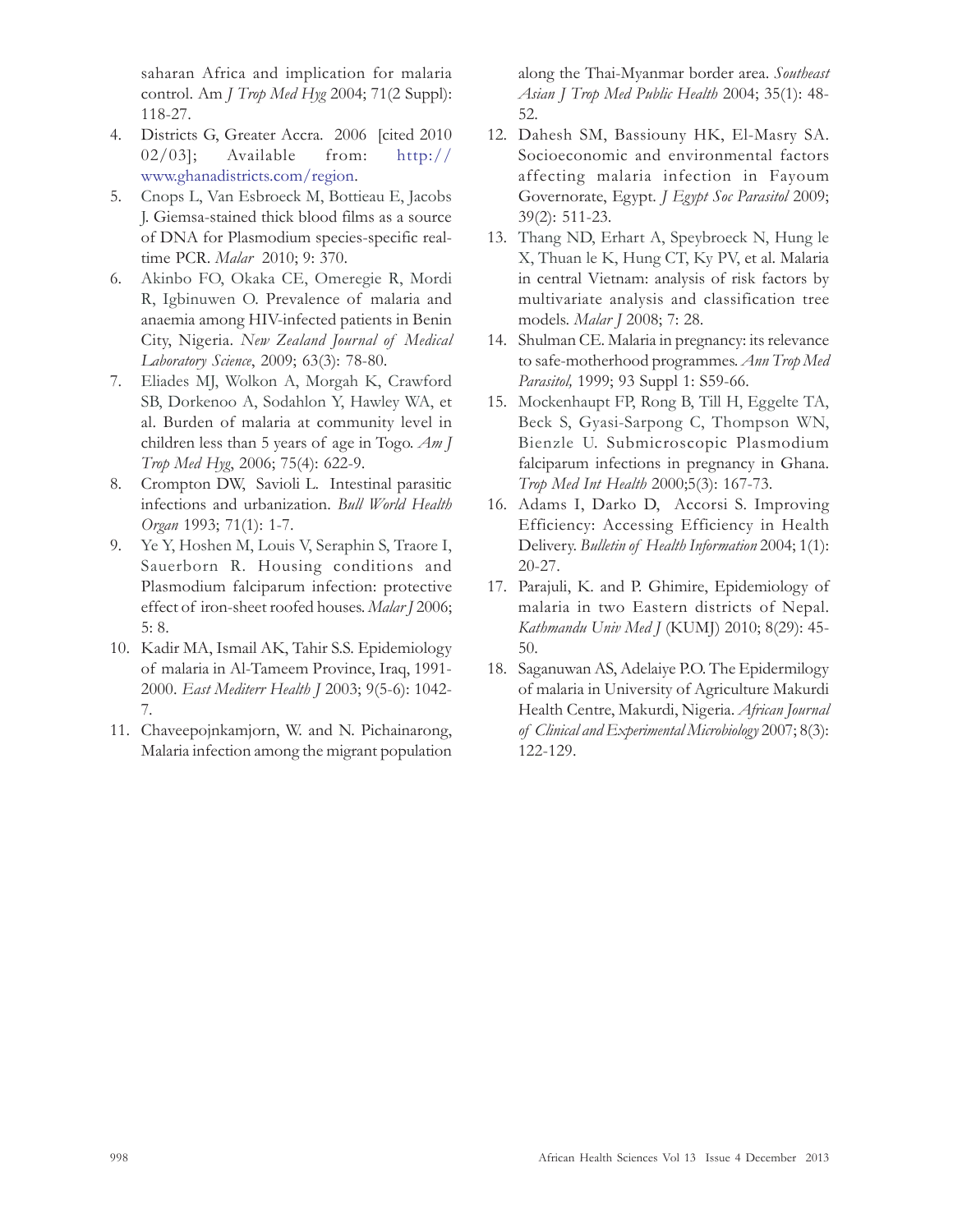saharan Africa and implication for malaria control. Am *J Trop Med Hyg* 2004; 71(2 Suppl): 118-27.

4. Districts G, Greater Accra. 2006 [cited 2010 02/03]; Available from: http://www.ghanadistricts.com/region.
5. Cnops L, Van Esbroeck M, Bottieau E, Jacobs J. Giemsa-stained thick blood films as a source of DNA for Plasmodium species-specific real-time PCR. *Malar* 2010; 9: 370.
6. Akinbo FO, Okaka CE, Omeregie R, Mordi R, Igbinuwen O. Prevalence of malaria and anaemia among HIV-infected patients in Benin City, Nigeria. *New Zealand Journal of Medical Laboratory Science*, 2009; 63(3): 78-80.
7. Eliades MJ, Wolkon A, Morgah K, Crawford SB, Dorkenoo A, Sodahlon Y, Hawley WA, et al. Burden of malaria at community level in children less than 5 years of age in Togo. *Am J Trop Med Hyg*, 2006; 75(4): 622-9.
8. Crompton DW, Savioli L. Intestinal parasitic infections and urbanization. *Bull World Health Organ* 1993; 71(1): 1-7.
9. Ye Y, Hoshen M, Louis V, Seraphin S, Traore I, Sauerborn R. Housing conditions and Plasmodium falciparum infection: protective effect of iron-sheet roofed houses. *Malar J* 2006; 5: 8.
10. Kadir MA, Ismail AK, Tahir S.S. Epidemiology of malaria in Al-Tameem Province, Iraq, 1991-2000. *East Mediterr Health J* 2003; 9(5-6): 1042-7.
11. Chaveepojnkamjorn, W. and N. Pichainarong, Malaria infection among the migrant population along the Thai-Myanmar border area. *Southeast Asian J Trop Med Public Health* 2004; 35(1): 48-52.
12. Dahesh SM, Bassiouny HK, El-Masry SA. Socioeconomic and environmental factors affecting malaria infection in Fayoum Governorate, Egypt. *J Egypt Soc Parasitol* 2009; 39(2): 511-23.
13. Thang ND, Erhart A, Speybroeck N, Hung le X, Thuan le K, Hung CT, Ky PV, et al. Malaria in central Vietnam: analysis of risk factors by multivariate analysis and classification tree models. *Malar J* 2008; 7: 28.
14. Shulman CE. Malaria in pregnancy: its relevance to safe-motherhood programmes. *Ann Trop Med Parasitol,* 1999; 93 Suppl 1: S59-66.
15. Mockenhaupt FP, Rong B, Till H, Eggelte TA, Beck S, Gyasi-Sarpong C, Thompson WN, Bienzle U. Submicroscopic Plasmodium falciparum infections in pregnancy in Ghana. *Trop Med Int Health* 2000;5(3): 167-73.
16. Adams I, Darko D, Accorsi S. Improving Efficiency: Accessing Efficiency in Health Delivery. *Bulletin of Health Information* 2004; 1(1): 20-27.
17. Parajuli, K. and P. Ghimire, Epidemiology of malaria in two Eastern districts of Nepal. *Kathmandu Univ Med J* (KUMJ) 2010; 8(29): 45-50.
18. Saganuwan AS, Adelaiye P.O. The Epidermilogy of malaria in University of Agriculture Makurdi Health Centre, Makurdi, Nigeria. *African Journal of Clinical and Experimental Microbiology* 2007; 8(3): 122-129.